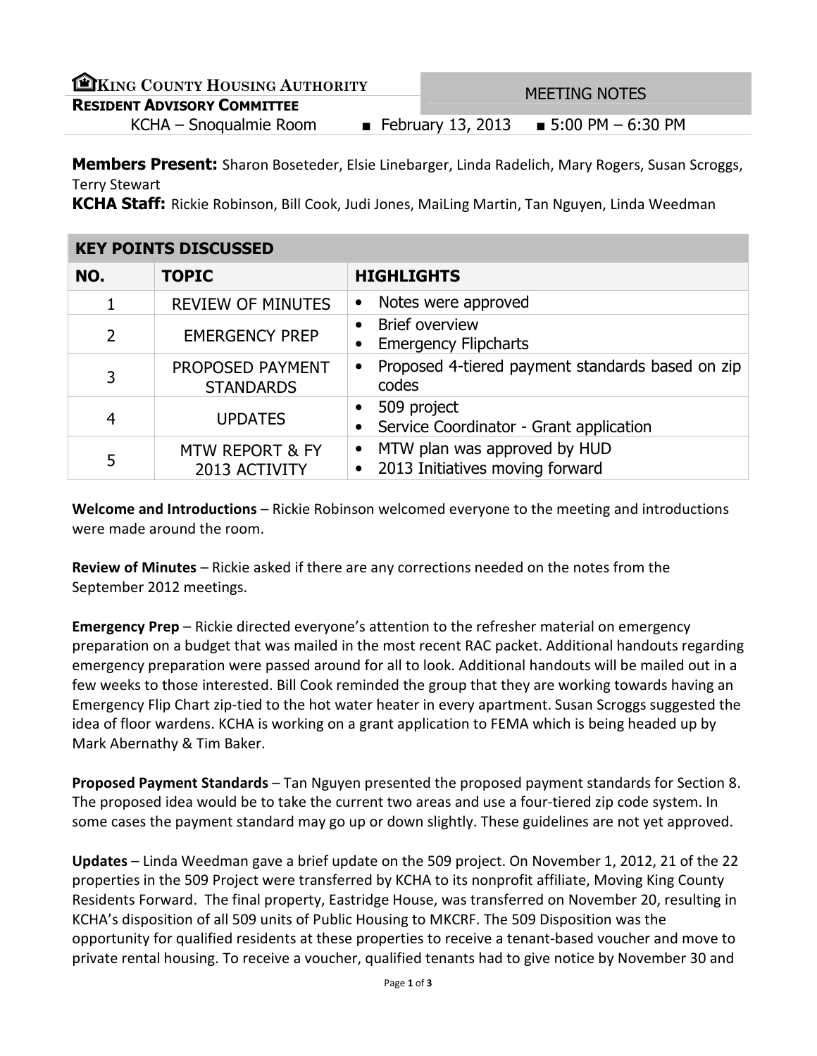**KING COUNTY HOUSING AUTHORITY**
**RESIDENT ADVISORY COMMITTEE**

MEETING NOTES

KCHA – Snoqualmie Room ■ February 13, 2013 ■ 5:00 PM – 6:30 PM

**Members Present:** Sharon Boseteder, Elsie Linebarger, Linda Radelich, Mary Rogers, Susan Scroggs, Terry Stewart

**KCHA Staff:** Rickie Robinson, Bill Cook, Judi Jones, MaiLing Martin, Tan Nguyen, Linda Weedman

**KEY POINTS DISCUSSED**

| NO. | TOPIC | HIGHLIGHTS |
|---|---|---|
| 1 | REVIEW OF MINUTES | • Notes were approved |
| 2 | EMERGENCY PREP | • Brief overview<br>• Emergency Flipcharts |
| 3 | PROPOSED PAYMENT STANDARDS | • Proposed 4-tiered payment standards based on zip codes |
| 4 | UPDATES | • 509 project<br>• Service Coordinator - Grant application |
| 5 | MTW REPORT & FY 2013 ACTIVITY | • MTW plan was approved by HUD<br>• 2013 Initiatives moving forward |

**Welcome and Introductions** – Rickie Robinson welcomed everyone to the meeting and introductions were made around the room.

**Review of Minutes** – Rickie asked if there are any corrections needed on the notes from the September 2012 meetings.

**Emergency Prep** – Rickie directed everyone's attention to the refresher material on emergency preparation on a budget that was mailed in the most recent RAC packet. Additional handouts regarding emergency preparation were passed around for all to look. Additional handouts will be mailed out in a few weeks to those interested. Bill Cook reminded the group that they are working towards having an Emergency Flip Chart zip-tied to the hot water heater in every apartment. Susan Scroggs suggested the idea of floor wardens. KCHA is working on a grant application to FEMA which is being headed up by Mark Abernathy & Tim Baker.

**Proposed Payment Standards** – Tan Nguyen presented the proposed payment standards for Section 8. The proposed idea would be to take the current two areas and use a four-tiered zip code system. In some cases the payment standard may go up or down slightly. These guidelines are not yet approved.

**Updates** – Linda Weedman gave a brief update on the 509 project. On November 1, 2012, 21 of the 22 properties in the 509 Project were transferred by KCHA to its nonprofit affiliate, Moving King County Residents Forward. The final property, Eastridge House, was transferred on November 20, resulting in KCHA's disposition of all 509 units of Public Housing to MKCRF. The 509 Disposition was the opportunity for qualified residents at these properties to receive a tenant-based voucher and move to private rental housing. To receive a voucher, qualified tenants had to give notice by November 30 and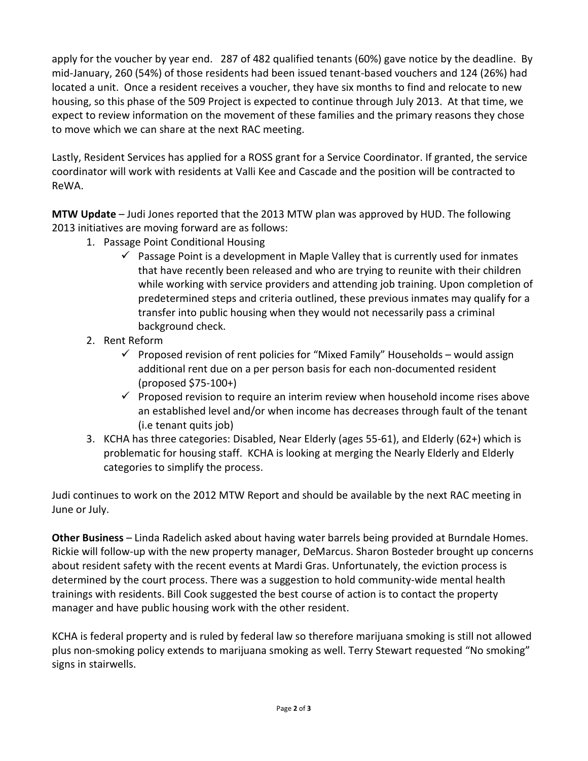apply for the voucher by year end. 287 of 482 qualified tenants (60%) gave notice by the deadline. By mid-January, 260 (54%) of those residents had been issued tenant-based vouchers and 124 (26%) had located a unit. Once a resident receives a voucher, they have six months to find and relocate to new housing, so this phase of the 509 Project is expected to continue through July 2013. At that time, we expect to review information on the movement of these families and the primary reasons they chose to move which we can share at the next RAC meeting.

Lastly, Resident Services has applied for a ROSS grant for a Service Coordinator. If granted, the service coordinator will work with residents at Valli Kee and Cascade and the position will be contracted to ReWA.

**MTW Update** – Judi Jones reported that the 2013 MTW plan was approved by HUD. The following 2013 initiatives are moving forward are as follows:

1. Passage Point Conditional Housing
   - ✓ Passage Point is a development in Maple Valley that is currently used for inmates that have recently been released and who are trying to reunite with their children while working with service providers and attending job training. Upon completion of predetermined steps and criteria outlined, these previous inmates may qualify for a transfer into public housing when they would not necessarily pass a criminal background check.
2. Rent Reform
   - ✓ Proposed revision of rent policies for "Mixed Family" Households – would assign additional rent due on a per person basis for each non-documented resident (proposed $75-100+)
   - ✓ Proposed revision to require an interim review when household income rises above an established level and/or when income has decreases through fault of the tenant (i.e tenant quits job)
3. KCHA has three categories: Disabled, Near Elderly (ages 55-61), and Elderly (62+) which is problematic for housing staff. KCHA is looking at merging the Nearly Elderly and Elderly categories to simplify the process.

Judi continues to work on the 2012 MTW Report and should be available by the next RAC meeting in June or July.

**Other Business** – Linda Radelich asked about having water barrels being provided at Burndale Homes. Rickie will follow-up with the new property manager, DeMarcus. Sharon Bosteder brought up concerns about resident safety with the recent events at Mardi Gras. Unfortunately, the eviction process is determined by the court process. There was a suggestion to hold community-wide mental health trainings with residents. Bill Cook suggested the best course of action is to contact the property manager and have public housing work with the other resident.

KCHA is federal property and is ruled by federal law so therefore marijuana smoking is still not allowed plus non-smoking policy extends to marijuana smoking as well. Terry Stewart requested "No smoking" signs in stairwells.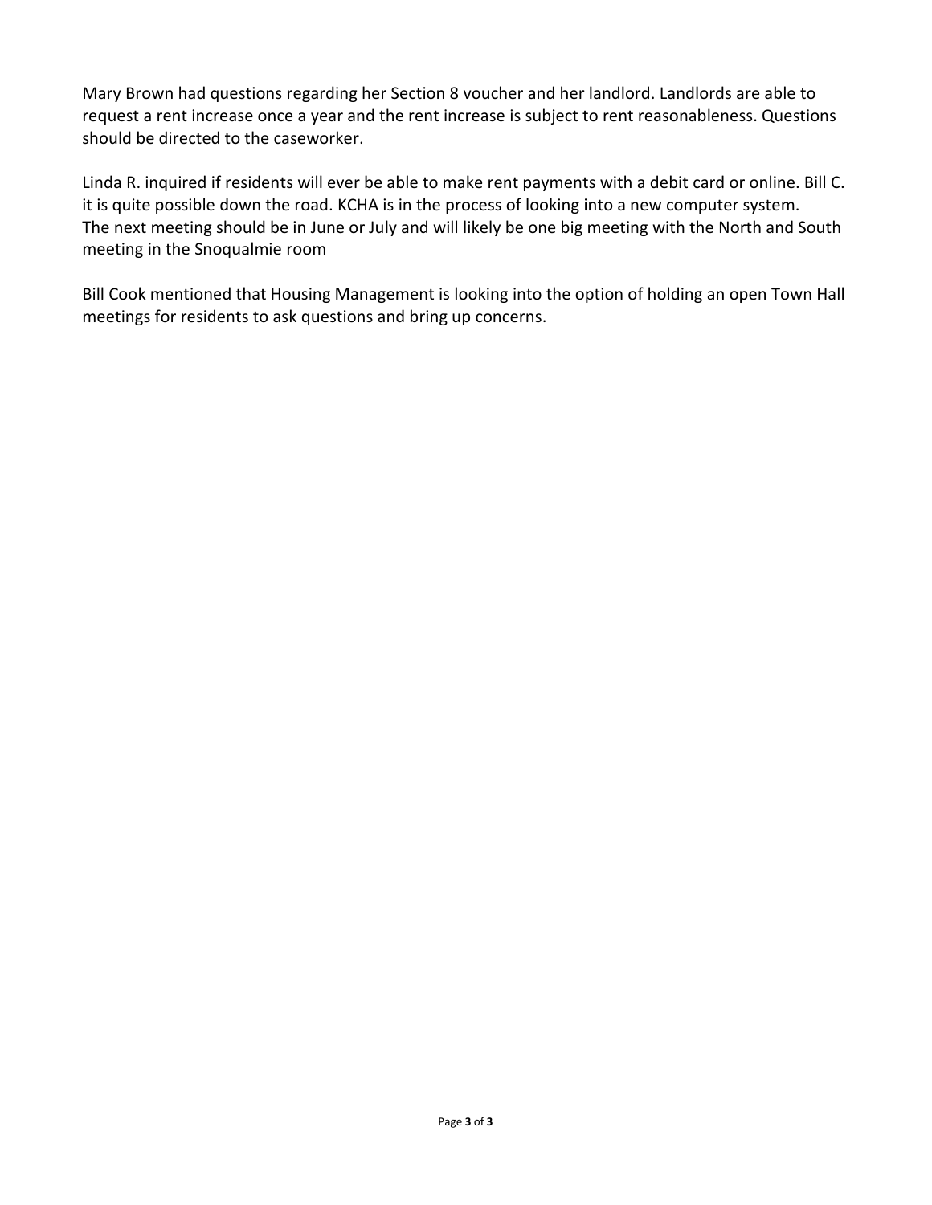Mary Brown had questions regarding her Section 8 voucher and her landlord. Landlords are able to request a rent increase once a year and the rent increase is subject to rent reasonableness. Questions should be directed to the caseworker.

Linda R. inquired if residents will ever be able to make rent payments with a debit card or online. Bill C. it is quite possible down the road. KCHA is in the process of looking into a new computer system.
The next meeting should be in June or July and will likely be one big meeting with the North and South meeting in the Snoqualmie room

Bill Cook mentioned that Housing Management is looking into the option of holding an open Town Hall meetings for residents to ask questions and bring up concerns.